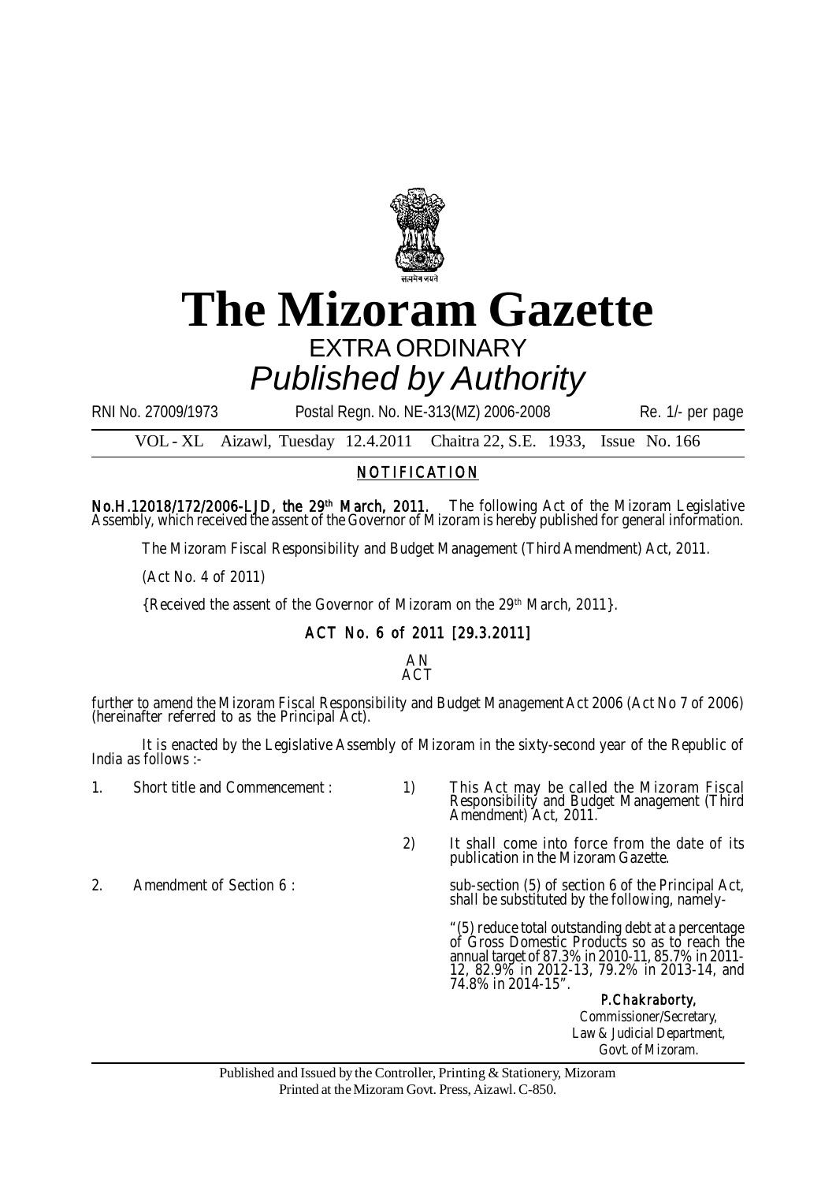# The Mizoram Gazette

## EXTRA ORDINARY

### *Published by Authority*

RNI No. 27009/1973 Postal Regn. No. NE-313(MZ) 2006-2008 Re. 1/- per page

VOL - XL Aizawl, Tuesday 12.4.2011 Chaitra 22, S.E. 1933, Issue No. 166

## NOTIFICATION

**No.H.12018/172/2006-LJD, the 29th March, 2011.** The following Act of the Mizoram Legislative Assembly, which received the assent of the Governor of Mizoram is hereby published for general information.

The Mizoram Fiscal Responsibility and Budget Management (Third Amendment) Act, 2011.

(Act No. 4 of 2011)

{Received the assent of the Governor of Mizoram on the 29th March, 2011}.

### ACT No. 6 of 2011 [29.3.2011]

AN
ACT

further to amend the Mizoram Fiscal Responsibility and Budget Management Act 2006 (Act No 7 of 2006) (hereinafter referred to as the Principal Act).

It is enacted by the Legislative Assembly of Mizoram in the sixty-second year of the Republic of India as follows :-

1. Short title and Commencement :
   1) This Act may be called the Mizoram Fiscal Responsibility and Budget Management (Third Amendment) Act, 2011.
   2) It shall come into force from the date of its publication in the Mizoram Gazette.

2. Amendment of Section 6 : sub-section (5) of section 6 of the Principal Act, shall be substituted by the following, namely-

   "(5) reduce total outstanding debt at a percentage of Gross Domestic Products so as to reach the annual target of 87.3% in 2010-11, 85.7% in 2011-12, 82.9% in 2012-13, 79.2% in 2013-14, and 74.8% in 2014-15".

**P.Chakraborty,**
Commissioner/Secretary,
Law & Judicial Department,
Govt. of Mizoram.

Published and Issued by the Controller, Printing & Stationery, Mizoram
Printed at the Mizoram Govt. Press, Aizawl. C-850.